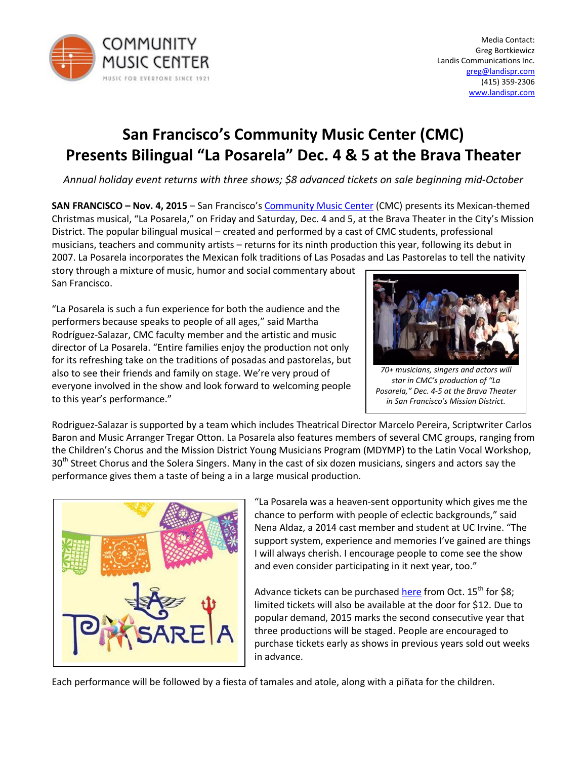COMMUNITY MUSIC CENTER
MUSIC FOR EVERYONE SINCE 1921

Media Contact:
Greg Bortkiewicz
Landis Communications Inc.
greg@landispr.com
(415) 359-2306
www.landispr.com

# San Francisco's Community Music Center (CMC) Presents Bilingual "La Posarela" Dec. 4 & 5 at the Brava Theater

*Annual holiday event returns with three shows; $8 advanced tickets on sale beginning mid-October*

**SAN FRANCISCO – Nov. 4, 2015** – San Francisco's Community Music Center (CMC) presents its Mexican-themed Christmas musical, "La Posarela," on Friday and Saturday, Dec. 4 and 5, at the Brava Theater in the City's Mission District. The popular bilingual musical – created and performed by a cast of CMC students, professional musicians, teachers and community artists – returns for its ninth production this year, following its debut in 2007. La Posarela incorporates the Mexican folk traditions of Las Posadas and Las Pastorelas to tell the nativity story through a mixture of music, humor and social commentary about San Francisco.

*70+ musicians, singers and actors will star in CMC's production of "La Posarela," Dec. 4-5 at the Brava Theater in San Francisco's Mission District.*

"La Posarela is such a fun experience for both the audience and the performers because speaks to people of all ages," said Martha Rodríguez-Salazar, CMC faculty member and the artistic and music director of La Posarela. "Entire families enjoy the production not only for its refreshing take on the traditions of posadas and pastorelas, but also to see their friends and family on stage. We're very proud of everyone involved in the show and look forward to welcoming people to this year's performance."

Rodriguez-Salazar is supported by a team which includes Theatrical Director Marcelo Pereira, Scriptwriter Carlos Baron and Music Arranger Tregar Otton. La Posarela also features members of several CMC groups, ranging from the Children's Chorus and the Mission District Young Musicians Program (MDYMP) to the Latin Vocal Workshop, 30th Street Chorus and the Solera Singers. Many in the cast of six dozen musicians, singers and actors say the performance gives them a taste of being a in a large musical production.

"La Posarela was a heaven-sent opportunity which gives me the chance to perform with people of eclectic backgrounds," said Nena Aldaz, a 2014 cast member and student at UC Irvine. "The support system, experience and memories I've gained are things I will always cherish. I encourage people to come see the show and even consider participating in it next year, too."

Advance tickets can be purchased here from Oct. 15th for $8; limited tickets will also be available at the door for $12. Due to popular demand, 2015 marks the second consecutive year that three productions will be staged. People are encouraged to purchase tickets early as shows in previous years sold out weeks in advance.

Each performance will be followed by a fiesta of tamales and atole, along with a piñata for the children.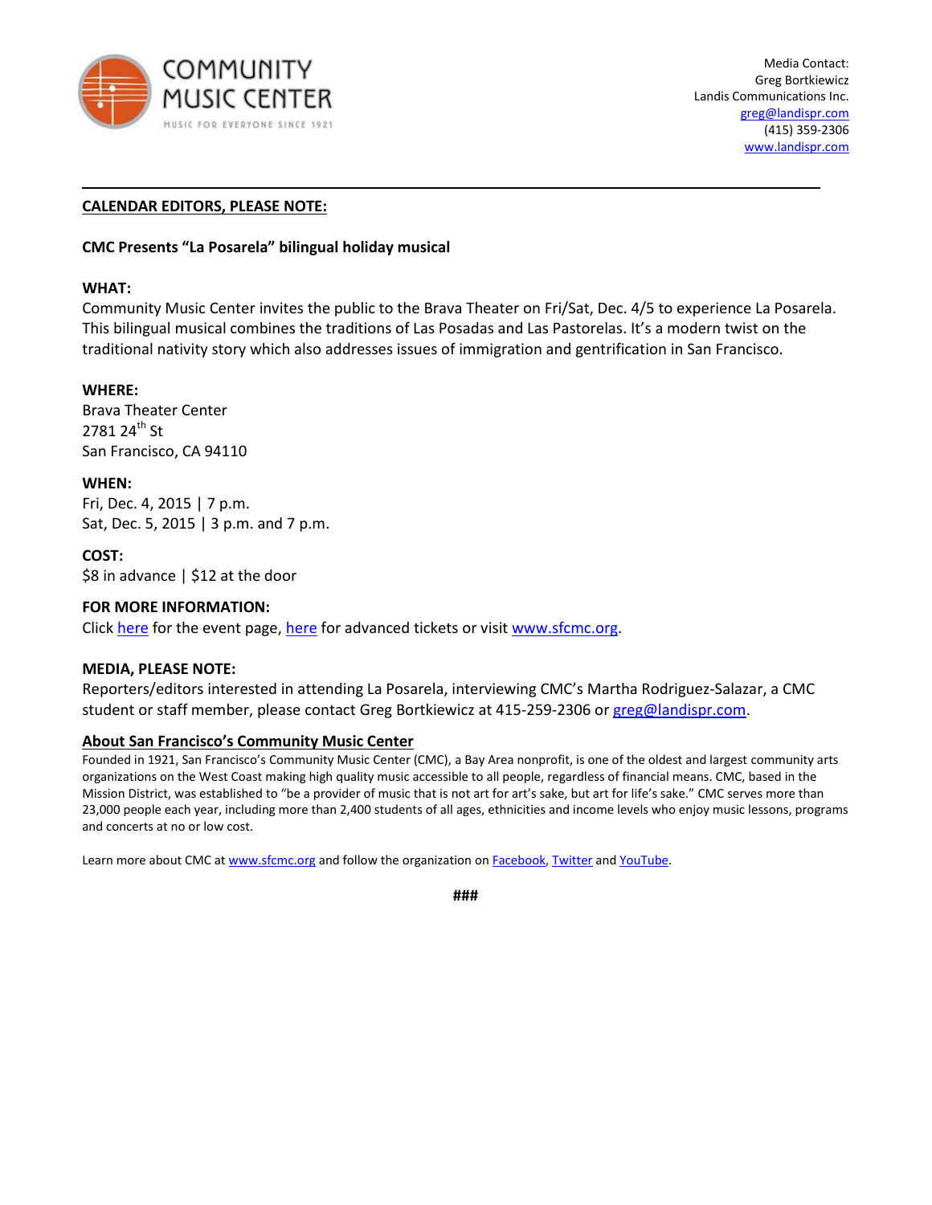COMMUNITY MUSIC CENTER
MUSIC FOR EVERYONE SINCE 1921

Media Contact:
Greg Bortkiewicz
Landis Communications Inc.
greg@landispr.com
(415) 359-2306
www.landispr.com

---

**CALENDAR EDITORS, PLEASE NOTE:**

**CMC Presents "La Posarela" bilingual holiday musical**

**WHAT:**
Community Music Center invites the public to the Brava Theater on Fri/Sat, Dec. 4/5 to experience La Posarela. This bilingual musical combines the traditions of Las Posadas and Las Pastorelas. It's a modern twist on the traditional nativity story which also addresses issues of immigration and gentrification in San Francisco.

**WHERE:**
Brava Theater Center
2781 24th St
San Francisco, CA 94110

**WHEN:**
Fri, Dec. 4, 2015 | 7 p.m.
Sat, Dec. 5, 2015 | 3 p.m. and 7 p.m.

**COST:**
$8 in advance | $12 at the door

**FOR MORE INFORMATION:**
Click here for the event page, here for advanced tickets or visit www.sfcmc.org.

**MEDIA, PLEASE NOTE:**
Reporters/editors interested in attending La Posarela, interviewing CMC's Martha Rodriguez-Salazar, a CMC student or staff member, please contact Greg Bortkiewicz at 415-259-2306 or greg@landispr.com.

**About San Francisco's Community Music Center**
Founded in 1921, San Francisco's Community Music Center (CMC), a Bay Area nonprofit, is one of the oldest and largest community arts organizations on the West Coast making high quality music accessible to all people, regardless of financial means. CMC, based in the Mission District, was established to "be a provider of music that is not art for art's sake, but art for life's sake." CMC serves more than 23,000 people each year, including more than 2,400 students of all ages, ethnicities and income levels who enjoy music lessons, programs and concerts at no or low cost.

Learn more about CMC at www.sfcmc.org and follow the organization on Facebook, Twitter and YouTube.

###